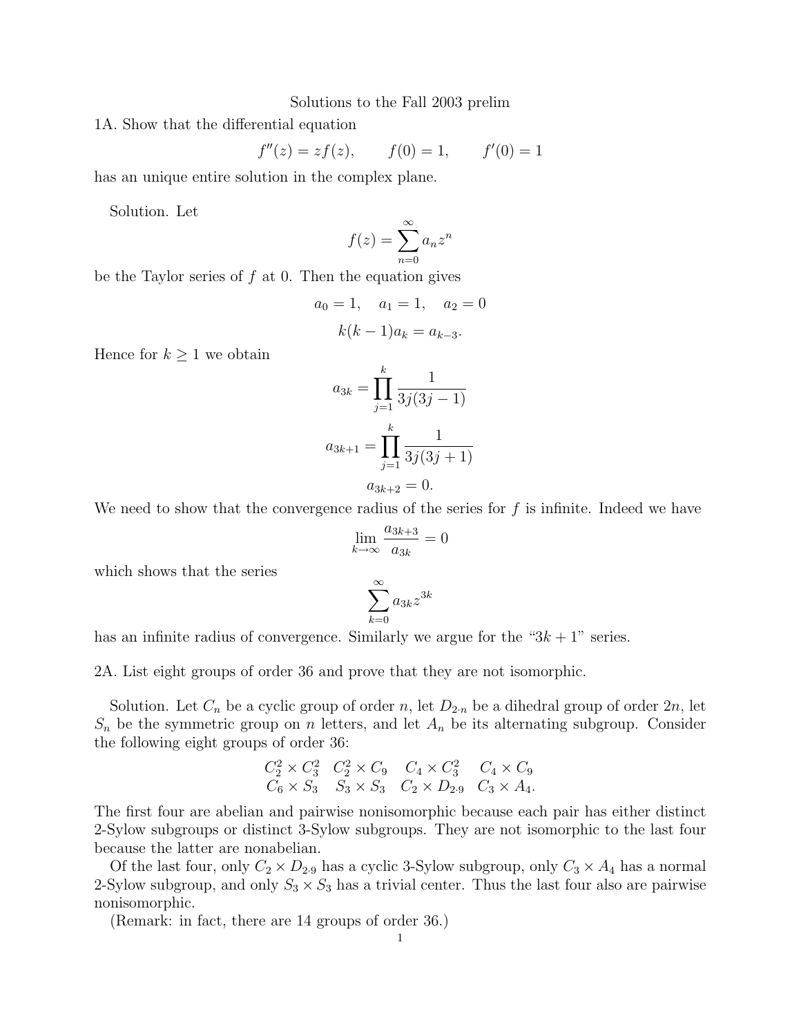Solutions to the Fall 2003 prelim

1A. Show that the differential equation

$$f''(z) = zf(z), \qquad f(0) = 1, \qquad f'(0) = 1$$

has an unique entire solution in the complex plane.

Solution. Let

$$f(z) = \sum_{n=0}^{\infty} a_n z^n$$

be the Taylor series of $f$ at 0. Then the equation gives

$$a_0 = 1, \quad a_1 = 1, \quad a_2 = 0$$

$$k(k-1)a_k = a_{k-3}.$$

Hence for $k \geq 1$ we obtain

$$a_{3k} = \prod_{j=1}^{k} \frac{1}{3j(3j-1)}$$

$$a_{3k+1} = \prod_{j=1}^{k} \frac{1}{3j(3j+1)}$$

$$a_{3k+2} = 0.$$

We need to show that the convergence radius of the series for $f$ is infinite. Indeed we have

$$\lim_{k\to\infty} \frac{a_{3k+3}}{a_{3k}} = 0$$

which shows that the series

$$\sum_{k=0}^{\infty} a_{3k} z^{3k}$$

has an infinite radius of convergence. Similarly we argue for the "$3k+1$" series.

2A. List eight groups of order 36 and prove that they are not isomorphic.

Solution. Let $C_n$ be a cyclic group of order $n$, let $D_{2\cdot n}$ be a dihedral group of order $2n$, let $S_n$ be the symmetric group on $n$ letters, and let $A_n$ be its alternating subgroup. Consider the following eight groups of order 36:

$$\begin{array}{cccc} C_2^2 \times C_3^2 & C_2^2 \times C_9 & C_4 \times C_3^2 & C_4 \times C_9 \\ C_6 \times S_3 & S_3 \times S_3 & C_2 \times D_{2\cdot 9} & C_3 \times A_4. \end{array}$$

The first four are abelian and pairwise nonisomorphic because each pair has either distinct 2-Sylow subgroups or distinct 3-Sylow subgroups. They are not isomorphic to the last four because the latter are nonabelian.

Of the last four, only $C_2 \times D_{2\cdot 9}$ has a cyclic 3-Sylow subgroup, only $C_3 \times A_4$ has a normal 2-Sylow subgroup, and only $S_3 \times S_3$ has a trivial center. Thus the last four also are pairwise nonisomorphic.

(Remark: in fact, there are 14 groups of order 36.)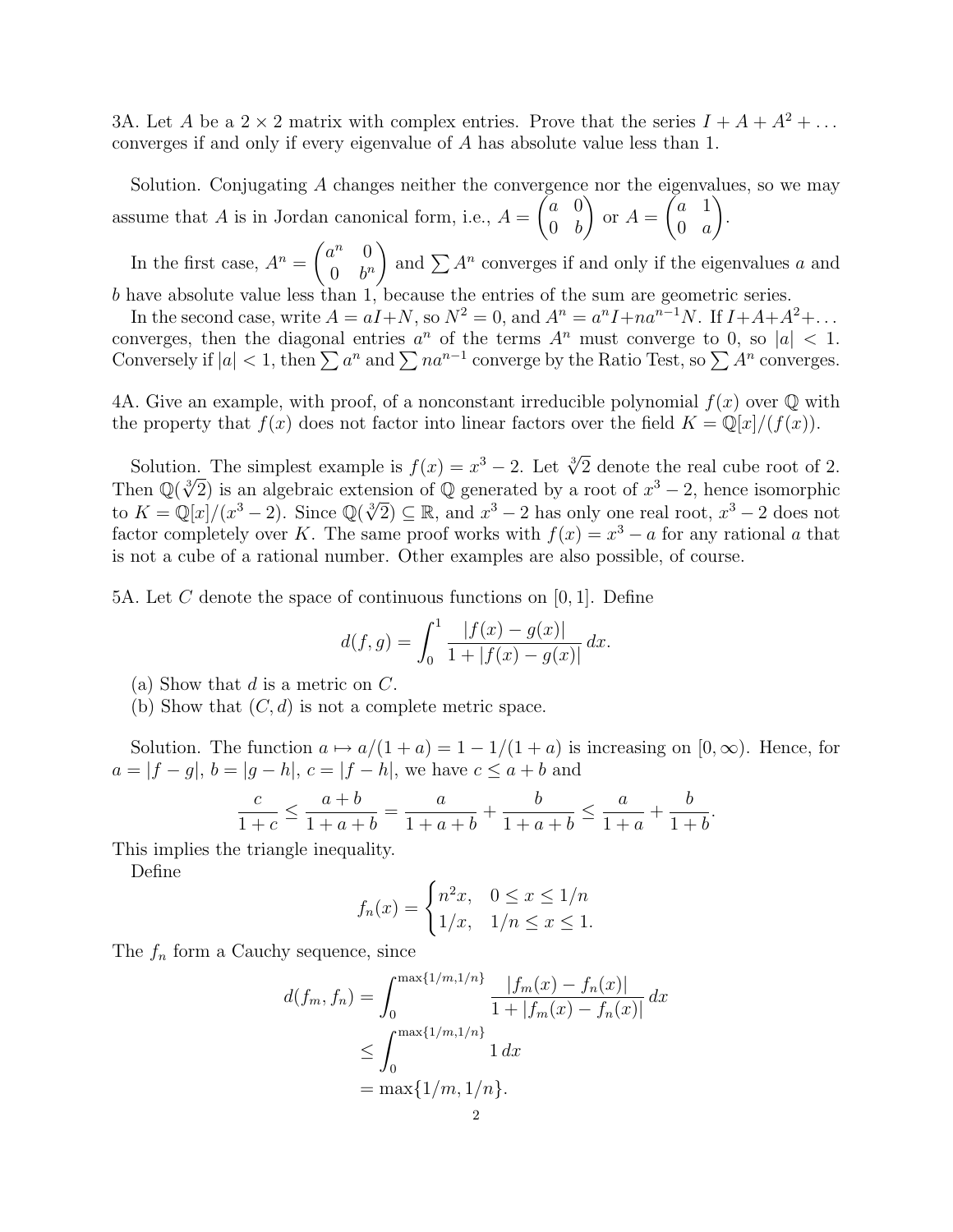3A. Let $A$ be a $2 \times 2$ matrix with complex entries. Prove that the series $I + A + A^2 + \dots$ converges if and only if every eigenvalue of $A$ has absolute value less than 1.

Solution. Conjugating $A$ changes neither the convergence nor the eigenvalues, so we may assume that $A$ is in Jordan canonical form, i.e., $A = \begin{pmatrix} a & 0 \\ 0 & b \end{pmatrix}$ or $A = \begin{pmatrix} a & 1 \\ 0 & a \end{pmatrix}$.

In the first case, $A^n = \begin{pmatrix} a^n & 0 \\ 0 & b^n \end{pmatrix}$ and $\sum A^n$ converges if and only if the eigenvalues $a$ and $b$ have absolute value less than 1, because the entries of the sum are geometric series.

In the second case, write $A = aI + N$, so $N^2 = 0$, and $A^n = a^n I + n a^{n-1} N$. If $I + A + A^2 + \dots$ converges, then the diagonal entries $a^n$ of the terms $A^n$ must converge to 0, so $|a| < 1$. Conversely if $|a| < 1$, then $\sum a^n$ and $\sum n a^{n-1}$ converge by the Ratio Test, so $\sum A^n$ converges.

4A. Give an example, with proof, of a nonconstant irreducible polynomial $f(x)$ over $\mathbb{Q}$ with the property that $f(x)$ does not factor into linear factors over the field $K = \mathbb{Q}[x]/(f(x))$.

Solution. The simplest example is $f(x) = x^3 - 2$. Let $\sqrt[3]{2}$ denote the real cube root of 2. Then $\mathbb{Q}(\sqrt[3]{2})$ is an algebraic extension of $\mathbb{Q}$ generated by a root of $x^3 - 2$, hence isomorphic to $K = \mathbb{Q}[x]/(x^3 - 2)$. Since $\mathbb{Q}(\sqrt[3]{2}) \subseteq \mathbb{R}$, and $x^3 - 2$ has only one real root, $x^3 - 2$ does not factor completely over $K$. The same proof works with $f(x) = x^3 - a$ for any rational $a$ that is not a cube of a rational number. Other examples are also possible, of course.

5A. Let $C$ denote the space of continuous functions on $[0, 1]$. Define

$$d(f, g) = \int_0^1 \frac{|f(x) - g(x)|}{1 + |f(x) - g(x)|}\, dx.$$

(a) Show that $d$ is a metric on $C$.

(b) Show that $(C, d)$ is not a complete metric space.

Solution. The function $a \mapsto a/(1 + a) = 1 - 1/(1 + a)$ is increasing on $[0, \infty)$. Hence, for $a = |f - g|$, $b = |g - h|$, $c = |f - h|$, we have $c \le a + b$ and

$$\frac{c}{1 + c} \le \frac{a + b}{1 + a + b} = \frac{a}{1 + a + b} + \frac{b}{1 + a + b} \le \frac{a}{1 + a} + \frac{b}{1 + b}.$$

This implies the triangle inequality.

Define

$$f_n(x) = \begin{cases} n^2 x, & 0 \le x \le 1/n \\ 1/x, & 1/n \le x \le 1. \end{cases}$$

The $f_n$ form a Cauchy sequence, since

$$\begin{aligned} d(f_m, f_n) &= \int_0^{\max\{1/m, 1/n\}} \frac{|f_m(x) - f_n(x)|}{1 + |f_m(x) - f_n(x)|}\, dx \\ &\le \int_0^{\max\{1/m, 1/n\}} 1\, dx \\ &= \max\{1/m, 1/n\}. \end{aligned}$$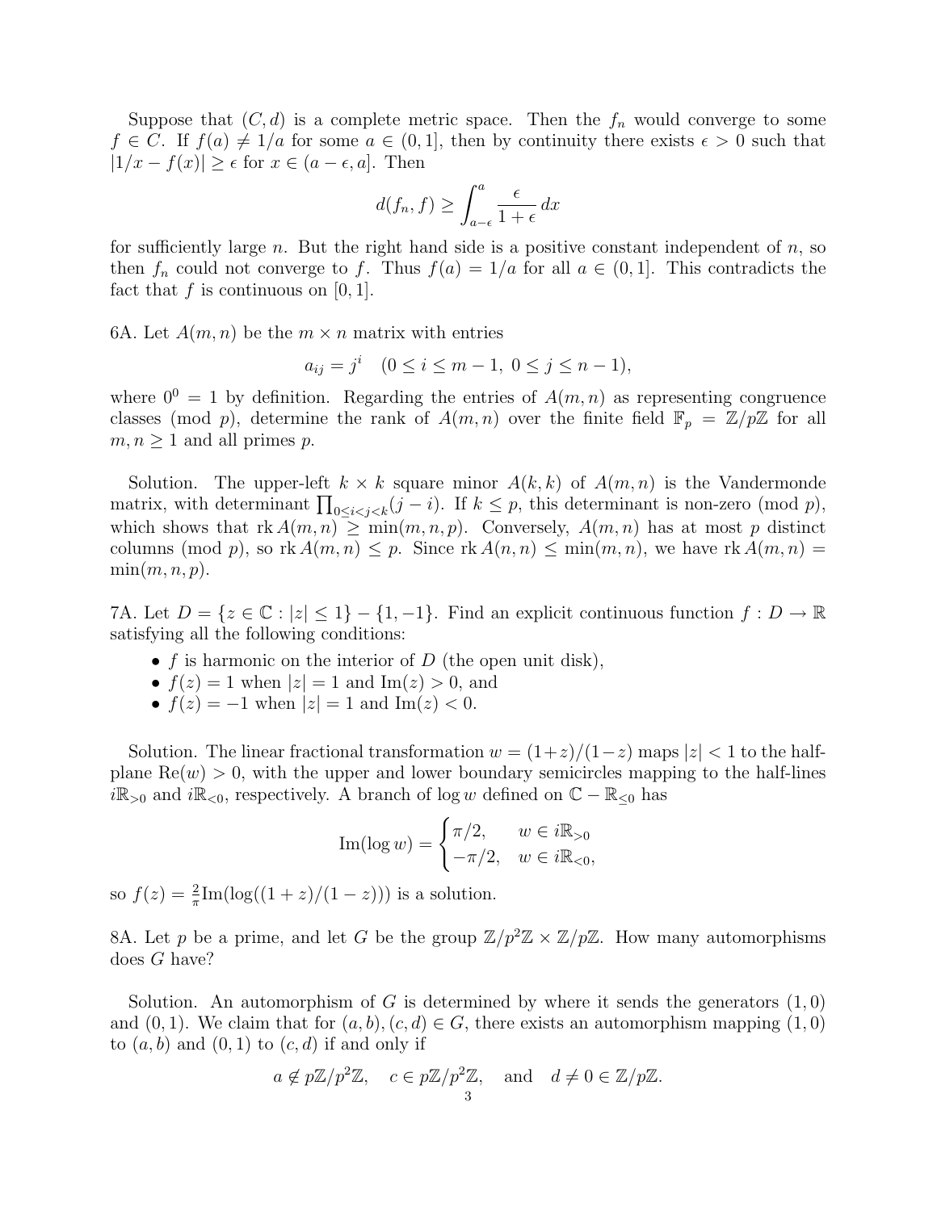Suppose that $(C, d)$ is a complete metric space. Then the $f_n$ would converge to some $f \in C$. If $f(a) \neq 1/a$ for some $a \in (0, 1]$, then by continuity there exists $\epsilon > 0$ such that $|1/x - f(x)| \geq \epsilon$ for $x \in (a - \epsilon, a]$. Then

$$d(f_n, f) \geq \int_{a-\epsilon}^{a} \frac{\epsilon}{1+\epsilon}\, dx$$

for sufficiently large $n$. But the right hand side is a positive constant independent of $n$, so then $f_n$ could not converge to $f$. Thus $f(a) = 1/a$ for all $a \in (0, 1]$. This contradicts the fact that $f$ is continuous on $[0, 1]$.

6A. Let $A(m, n)$ be the $m \times n$ matrix with entries

$$a_{ij} = j^i \quad (0 \leq i \leq m-1,\ 0 \leq j \leq n-1),$$

where $0^0 = 1$ by definition. Regarding the entries of $A(m, n)$ as representing congruence classes (mod $p$), determine the rank of $A(m, n)$ over the finite field $\mathbb{F}_p = \mathbb{Z}/p\mathbb{Z}$ for all $m, n \geq 1$ and all primes $p$.

Solution. The upper-left $k \times k$ square minor $A(k, k)$ of $A(m, n)$ is the Vandermonde matrix, with determinant $\prod_{0 \leq i < j < k}(j - i)$. If $k \leq p$, this determinant is non-zero (mod $p$), which shows that $\operatorname{rk} A(m, n) \geq \min(m, n, p)$. Conversely, $A(m, n)$ has at most $p$ distinct columns (mod $p$), so $\operatorname{rk} A(m, n) \leq p$. Since $\operatorname{rk} A(n, n) \leq \min(m, n)$, we have $\operatorname{rk} A(m, n) = \min(m, n, p)$.

7A. Let $D = \{z \in \mathbb{C} : |z| \leq 1\} - \{1, -1\}$. Find an explicit continuous function $f : D \to \mathbb{R}$ satisfying all the following conditions:

- $f$ is harmonic on the interior of $D$ (the open unit disk),
- $f(z) = 1$ when $|z| = 1$ and $\operatorname{Im}(z) > 0$, and
- $f(z) = -1$ when $|z| = 1$ and $\operatorname{Im}(z) < 0$.

Solution. The linear fractional transformation $w = (1+z)/(1-z)$ maps $|z| < 1$ to the half-plane $\operatorname{Re}(w) > 0$, with the upper and lower boundary semicircles mapping to the half-lines $i\mathbb{R}_{>0}$ and $i\mathbb{R}_{<0}$, respectively. A branch of $\log w$ defined on $\mathbb{C} - \mathbb{R}_{\leq 0}$ has

$$\operatorname{Im}(\log w) = \begin{cases} \pi/2, & w \in i\mathbb{R}_{>0} \\ -\pi/2, & w \in i\mathbb{R}_{<0}, \end{cases}$$

so $f(z) = \frac{2}{\pi}\operatorname{Im}(\log((1+z)/(1-z)))$ is a solution.

8A. Let $p$ be a prime, and let $G$ be the group $\mathbb{Z}/p^2\mathbb{Z} \times \mathbb{Z}/p\mathbb{Z}$. How many automorphisms does $G$ have?

Solution. An automorphism of $G$ is determined by where it sends the generators $(1, 0)$ and $(0, 1)$. We claim that for $(a, b), (c, d) \in G$, there exists an automorphism mapping $(1, 0)$ to $(a, b)$ and $(0, 1)$ to $(c, d)$ if and only if

$$a \notin p\mathbb{Z}/p^2\mathbb{Z}, \quad c \in p\mathbb{Z}/p^2\mathbb{Z}, \quad \text{and} \quad d \neq 0 \in \mathbb{Z}/p\mathbb{Z}.$$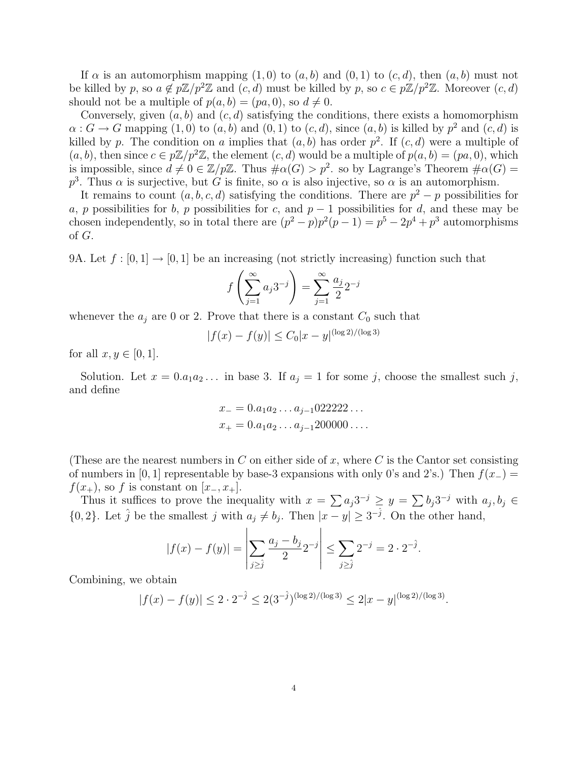If $\alpha$ is an automorphism mapping $(1,0)$ to $(a,b)$ and $(0,1)$ to $(c,d)$, then $(a,b)$ must not be killed by $p$, so $a \notin p\mathbb{Z}/p^2\mathbb{Z}$ and $(c,d)$ must be killed by $p$, so $c \in p\mathbb{Z}/p^2\mathbb{Z}$. Moreover $(c,d)$ should not be a multiple of $p(a,b) = (pa,0)$, so $d \neq 0$.

Conversely, given $(a,b)$ and $(c,d)$ satisfying the conditions, there exists a homomorphism $\alpha : G \to G$ mapping $(1,0)$ to $(a,b)$ and $(0,1)$ to $(c,d)$, since $(a,b)$ is killed by $p^2$ and $(c,d)$ is killed by $p$. The condition on $a$ implies that $(a,b)$ has order $p^2$. If $(c,d)$ were a multiple of $(a,b)$, then since $c \in p\mathbb{Z}/p^2\mathbb{Z}$, the element $(c,d)$ would be a multiple of $p(a,b) = (pa,0)$, which is impossible, since $d \neq 0 \in \mathbb{Z}/p\mathbb{Z}$. Thus $\#\alpha(G) > p^2$. so by Lagrange's Theorem $\#\alpha(G) = p^3$. Thus $\alpha$ is surjective, but $G$ is finite, so $\alpha$ is also injective, so $\alpha$ is an automorphism.

It remains to count $(a,b,c,d)$ satisfying the conditions. There are $p^2 - p$ possibilities for $a$, $p$ possibilities for $b$, $p$ possibilities for $c$, and $p-1$ possibilities for $d$, and these may be chosen independently, so in total there are $(p^2-p)p^2(p-1) = p^5 - 2p^4 + p^3$ automorphisms of $G$.

9A. Let $f : [0,1] \to [0,1]$ be an increasing (not strictly increasing) function such that

$$f\left(\sum_{j=1}^{\infty} a_j 3^{-j}\right) = \sum_{j=1}^{\infty} \frac{a_j}{2} 2^{-j}$$

whenever the $a_j$ are 0 or 2. Prove that there is a constant $C_0$ such that

$$|f(x) - f(y)| \leq C_0 |x-y|^{(\log 2)/(\log 3)}$$

for all $x, y \in [0,1]$.

Solution. Let $x = 0.a_1a_2\ldots$ in base 3. If $a_j = 1$ for some $j$, choose the smallest such $j$, and define

$$x_- = 0.a_1a_2\ldots a_{j-1}022222\ldots$$
$$x_+ = 0.a_1a_2\ldots a_{j-1}200000\ldots.$$

(These are the nearest numbers in $C$ on either side of $x$, where $C$ is the Cantor set consisting of numbers in $[0,1]$ representable by base-3 expansions with only 0's and 2's.) Then $f(x_-) = f(x_+)$, so $f$ is constant on $[x_-, x_+]$.

Thus it suffices to prove the inequality with $x = \sum a_j 3^{-j} \geq y = \sum b_j 3^{-j}$ with $a_j, b_j \in \{0,2\}$. Let $\hat{j}$ be the smallest $j$ with $a_j \neq b_j$. Then $|x-y| \geq 3^{-\hat{j}}$. On the other hand,

$$|f(x) - f(y)| = \left| \sum_{j \geq \hat{j}} \frac{a_j - b_j}{2} 2^{-j} \right| \leq \sum_{j \geq \hat{j}} 2^{-j} = 2 \cdot 2^{-\hat{j}}.$$

Combining, we obtain

$$|f(x) - f(y)| \leq 2 \cdot 2^{-\hat{j}} \leq 2(3^{-\hat{j}})^{(\log 2)/(\log 3)} \leq 2|x-y|^{(\log 2)/(\log 3)}.$$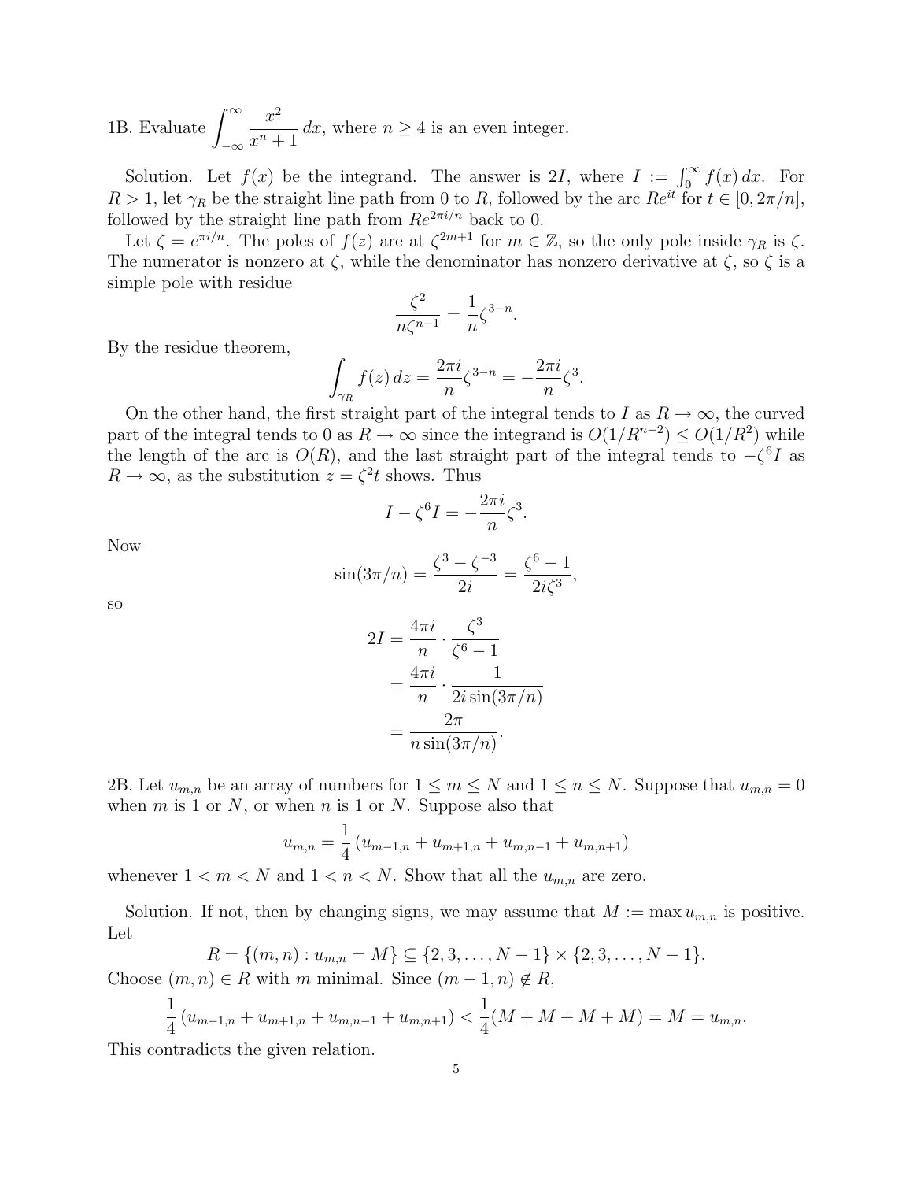1B. Evaluate $\displaystyle\int_{-\infty}^{\infty} \frac{x^2}{x^n+1}\,dx$, where $n \geq 4$ is an even integer.

Solution. Let $f(x)$ be the integrand. The answer is $2I$, where $I := \int_0^\infty f(x)\,dx$. For $R > 1$, let $\gamma_R$ be the straight line path from 0 to $R$, followed by the arc $Re^{it}$ for $t \in [0, 2\pi/n]$, followed by the straight line path from $Re^{2\pi i/n}$ back to 0.

Let $\zeta = e^{\pi i/n}$. The poles of $f(z)$ are at $\zeta^{2m+1}$ for $m \in \mathbb{Z}$, so the only pole inside $\gamma_R$ is $\zeta$. The numerator is nonzero at $\zeta$, while the denominator has nonzero derivative at $\zeta$, so $\zeta$ is a simple pole with residue

$$\frac{\zeta^2}{n\zeta^{n-1}} = \frac{1}{n}\zeta^{3-n}.$$

By the residue theorem,

$$\int_{\gamma_R} f(z)\,dz = \frac{2\pi i}{n}\zeta^{3-n} = -\frac{2\pi i}{n}\zeta^3.$$

On the other hand, the first straight part of the integral tends to $I$ as $R \to \infty$, the curved part of the integral tends to 0 as $R \to \infty$ since the integrand is $O(1/R^{n-2}) \leq O(1/R^2)$ while the length of the arc is $O(R)$, and the last straight part of the integral tends to $-\zeta^6 I$ as $R \to \infty$, as the substitution $z = \zeta^2 t$ shows. Thus

$$I - \zeta^6 I = -\frac{2\pi i}{n}\zeta^3.$$

Now

$$\sin(3\pi/n) = \frac{\zeta^3 - \zeta^{-3}}{2i} = \frac{\zeta^6 - 1}{2i\zeta^3},$$

so

$$\begin{aligned}
2I &= \frac{4\pi i}{n} \cdot \frac{\zeta^3}{\zeta^6 - 1} \\
&= \frac{4\pi i}{n} \cdot \frac{1}{2i\sin(3\pi/n)} \\
&= \frac{2\pi}{n\sin(3\pi/n)}.
\end{aligned}$$

2B. Let $u_{m,n}$ be an array of numbers for $1 \leq m \leq N$ and $1 \leq n \leq N$. Suppose that $u_{m,n} = 0$ when $m$ is 1 or $N$, or when $n$ is 1 or $N$. Suppose also that

$$u_{m,n} = \frac{1}{4}\left(u_{m-1,n} + u_{m+1,n} + u_{m,n-1} + u_{m,n+1}\right)$$

whenever $1 < m < N$ and $1 < n < N$. Show that all the $u_{m,n}$ are zero.

Solution. If not, then by changing signs, we may assume that $M := \max u_{m,n}$ is positive. Let

$$R = \{(m,n) : u_{m,n} = M\} \subseteq \{2, 3, \ldots, N-1\} \times \{2, 3, \ldots, N-1\}.$$

Choose $(m,n) \in R$ with $m$ minimal. Since $(m-1,n) \notin R$,

$$\frac{1}{4}\left(u_{m-1,n} + u_{m+1,n} + u_{m,n-1} + u_{m,n+1}\right) < \frac{1}{4}(M + M + M + M) = M = u_{m,n}.$$

This contradicts the given relation.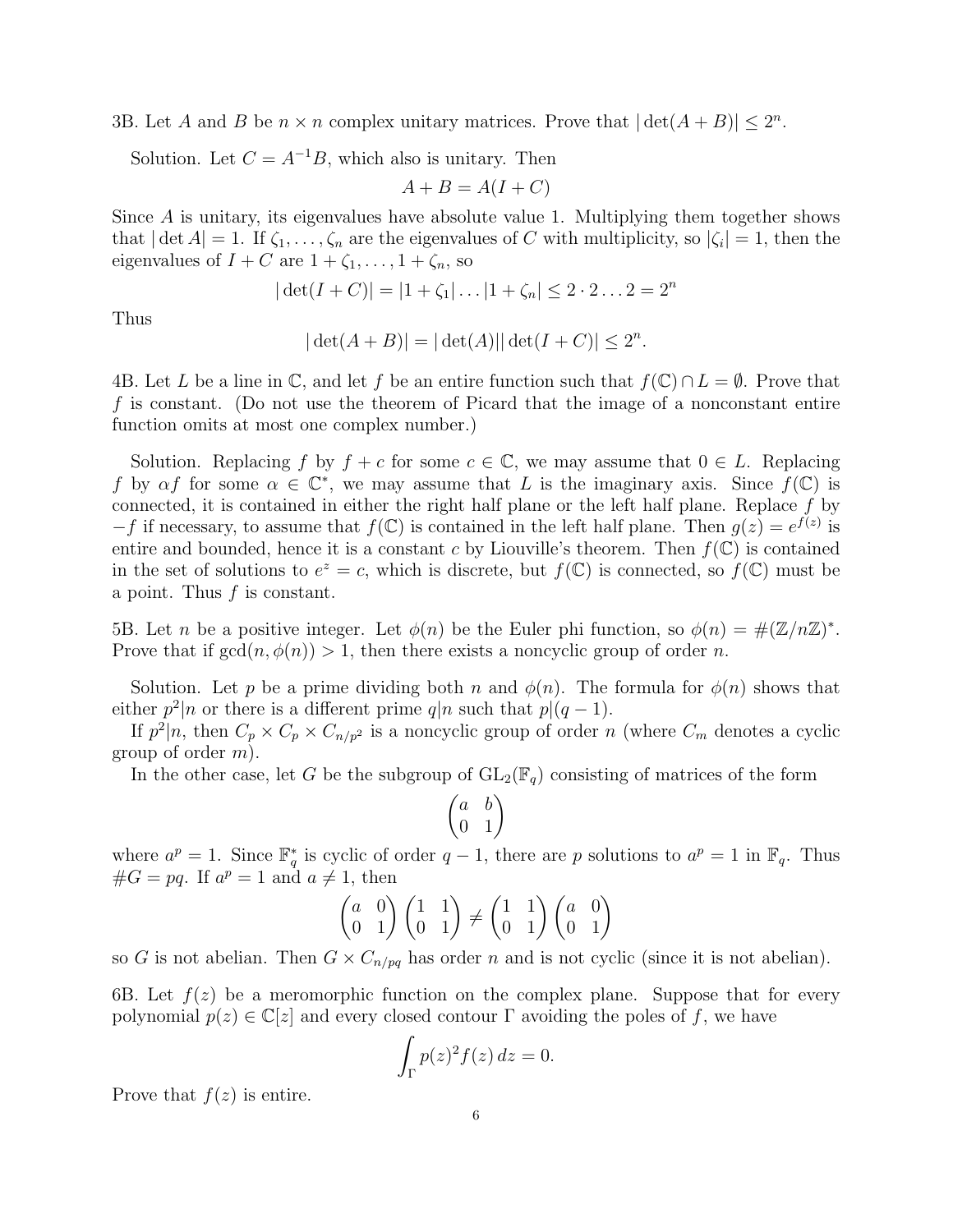3B. Let $A$ and $B$ be $n \times n$ complex unitary matrices. Prove that $|\det(A+B)| \leq 2^n$.

Solution. Let $C = A^{-1}B$, which also is unitary. Then

$$A + B = A(I + C)$$

Since $A$ is unitary, its eigenvalues have absolute value 1. Multiplying them together shows that $|\det A| = 1$. If $\zeta_1, \ldots, \zeta_n$ are the eigenvalues of $C$ with multiplicity, so $|\zeta_i| = 1$, then the eigenvalues of $I + C$ are $1 + \zeta_1, \ldots, 1 + \zeta_n$, so

$$|\det(I + C)| = |1 + \zeta_1| \ldots |1 + \zeta_n| \leq 2 \cdot 2 \ldots 2 = 2^n$$

Thus

$$|\det(A + B)| = |\det(A)||\det(I + C)| \leq 2^n.$$

4B. Let $L$ be a line in $\mathbb{C}$, and let $f$ be an entire function such that $f(\mathbb{C}) \cap L = \emptyset$. Prove that $f$ is constant. (Do not use the theorem of Picard that the image of a nonconstant entire function omits at most one complex number.)

Solution. Replacing $f$ by $f + c$ for some $c \in \mathbb{C}$, we may assume that $0 \in L$. Replacing $f$ by $\alpha f$ for some $\alpha \in \mathbb{C}^*$, we may assume that $L$ is the imaginary axis. Since $f(\mathbb{C})$ is connected, it is contained in either the right half plane or the left half plane. Replace $f$ by $-f$ if necessary, to assume that $f(\mathbb{C})$ is contained in the left half plane. Then $g(z) = e^{f(z)}$ is entire and bounded, hence it is a constant $c$ by Liouville's theorem. Then $f(\mathbb{C})$ is contained in the set of solutions to $e^z = c$, which is discrete, but $f(\mathbb{C})$ is connected, so $f(\mathbb{C})$ must be a point. Thus $f$ is constant.

5B. Let $n$ be a positive integer. Let $\phi(n)$ be the Euler phi function, so $\phi(n) = \#(\mathbb{Z}/n\mathbb{Z})^*$. Prove that if $\gcd(n, \phi(n)) > 1$, then there exists a noncyclic group of order $n$.

Solution. Let $p$ be a prime dividing both $n$ and $\phi(n)$. The formula for $\phi(n)$ shows that either $p^2 | n$ or there is a different prime $q | n$ such that $p | (q - 1)$.

If $p^2 | n$, then $C_p \times C_p \times C_{n/p^2}$ is a noncyclic group of order $n$ (where $C_m$ denotes a cyclic group of order $m$).

In the other case, let $G$ be the subgroup of $\mathrm{GL}_2(\mathbb{F}_q)$ consisting of matrices of the form

$$\begin{pmatrix} a & b \\ 0 & 1 \end{pmatrix}$$

where $a^p = 1$. Since $\mathbb{F}_q^*$ is cyclic of order $q - 1$, there are $p$ solutions to $a^p = 1$ in $\mathbb{F}_q$. Thus $\#G = pq$. If $a^p = 1$ and $a \neq 1$, then

$$\begin{pmatrix} a & 0 \\ 0 & 1 \end{pmatrix} \begin{pmatrix} 1 & 1 \\ 0 & 1 \end{pmatrix} \neq \begin{pmatrix} 1 & 1 \\ 0 & 1 \end{pmatrix} \begin{pmatrix} a & 0 \\ 0 & 1 \end{pmatrix}$$

so $G$ is not abelian. Then $G \times C_{n/pq}$ has order $n$ and is not cyclic (since it is not abelian).

6B. Let $f(z)$ be a meromorphic function on the complex plane. Suppose that for every polynomial $p(z) \in \mathbb{C}[z]$ and every closed contour $\Gamma$ avoiding the poles of $f$, we have

$$\int_\Gamma p(z)^2 f(z)\, dz = 0.$$

Prove that $f(z)$ is entire.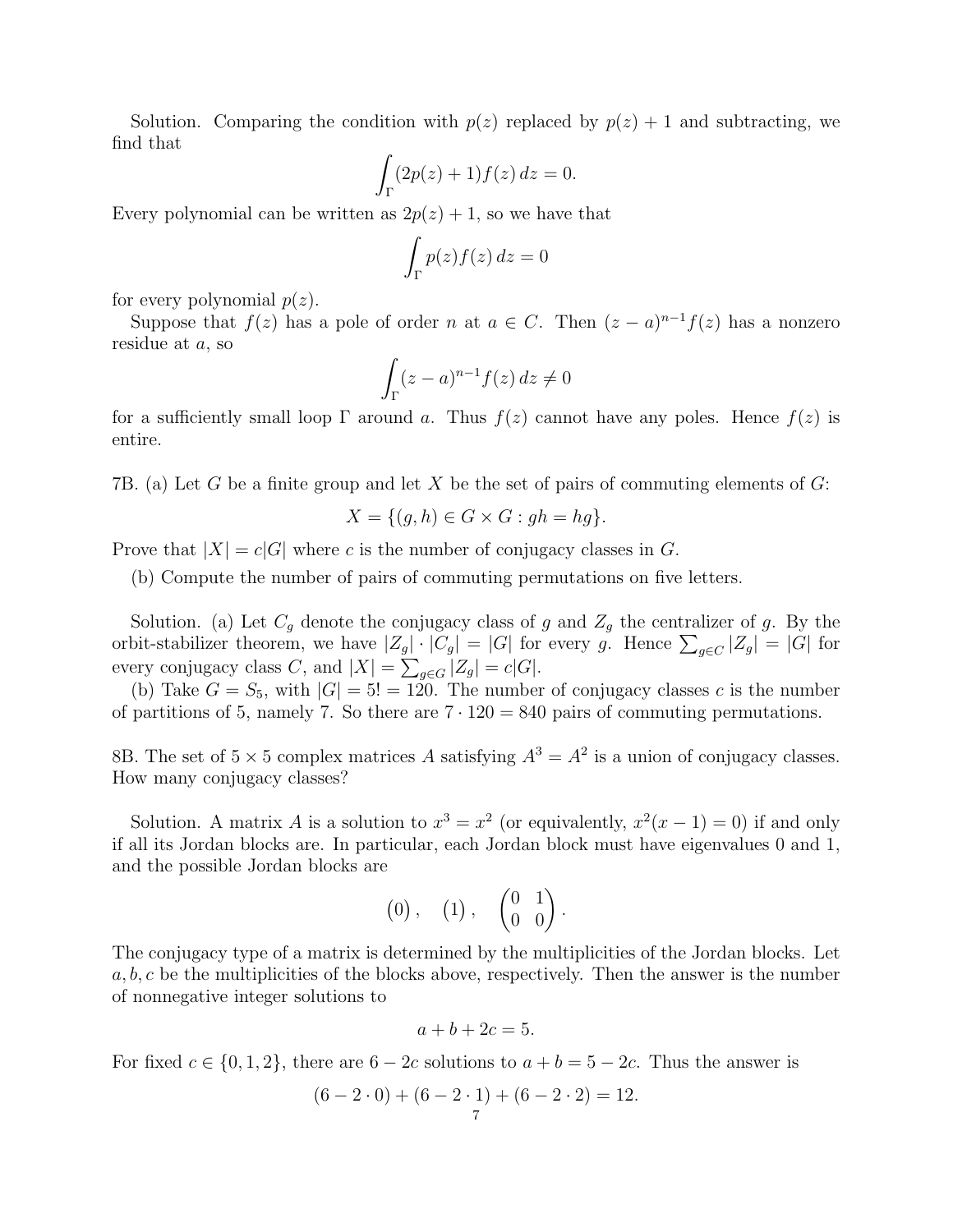Solution. Comparing the condition with $p(z)$ replaced by $p(z) + 1$ and subtracting, we find that

$$\int_\Gamma (2p(z) + 1) f(z)\, dz = 0.$$

Every polynomial can be written as $2p(z) + 1$, so we have that

$$\int_\Gamma p(z) f(z)\, dz = 0$$

for every polynomial $p(z)$.

Suppose that $f(z)$ has a pole of order $n$ at $a \in C$. Then $(z - a)^{n-1} f(z)$ has a nonzero residue at $a$, so

$$\int_\Gamma (z - a)^{n-1} f(z)\, dz \neq 0$$

for a sufficiently small loop $\Gamma$ around $a$. Thus $f(z)$ cannot have any poles. Hence $f(z)$ is entire.

7B. (a) Let $G$ be a finite group and let $X$ be the set of pairs of commuting elements of $G$:

$$X = \{(g, h) \in G \times G : gh = hg\}.$$

Prove that $|X| = c|G|$ where $c$ is the number of conjugacy classes in $G$.

(b) Compute the number of pairs of commuting permutations on five letters.

Solution. (a) Let $C_g$ denote the conjugacy class of $g$ and $Z_g$ the centralizer of $g$. By the orbit-stabilizer theorem, we have $|Z_g| \cdot |C_g| = |G|$ for every $g$. Hence $\sum_{g \in C} |Z_g| = |G|$ for every conjugacy class $C$, and $|X| = \sum_{g \in G} |Z_g| = c|G|$.

(b) Take $G = S_5$, with $|G| = 5! = 120$. The number of conjugacy classes $c$ is the number of partitions of 5, namely 7. So there are $7 \cdot 120 = 840$ pairs of commuting permutations.

8B. The set of $5 \times 5$ complex matrices $A$ satisfying $A^3 = A^2$ is a union of conjugacy classes. How many conjugacy classes?

Solution. A matrix $A$ is a solution to $x^3 = x^2$ (or equivalently, $x^2(x - 1) = 0$) if and only if all its Jordan blocks are. In particular, each Jordan block must have eigenvalues 0 and 1, and the possible Jordan blocks are

$$\begin{pmatrix} 0 \end{pmatrix}, \quad \begin{pmatrix} 1 \end{pmatrix}, \quad \begin{pmatrix} 0 & 1 \\ 0 & 0 \end{pmatrix}.$$

The conjugacy type of a matrix is determined by the multiplicities of the Jordan blocks. Let $a, b, c$ be the multiplicities of the blocks above, respectively. Then the answer is the number of nonnegative integer solutions to

$$a + b + 2c = 5.$$

For fixed $c \in \{0, 1, 2\}$, there are $6 - 2c$ solutions to $a + b = 5 - 2c$. Thus the answer is

$$(6 - 2 \cdot 0) + (6 - 2 \cdot 1) + (6 - 2 \cdot 2) = 12.$$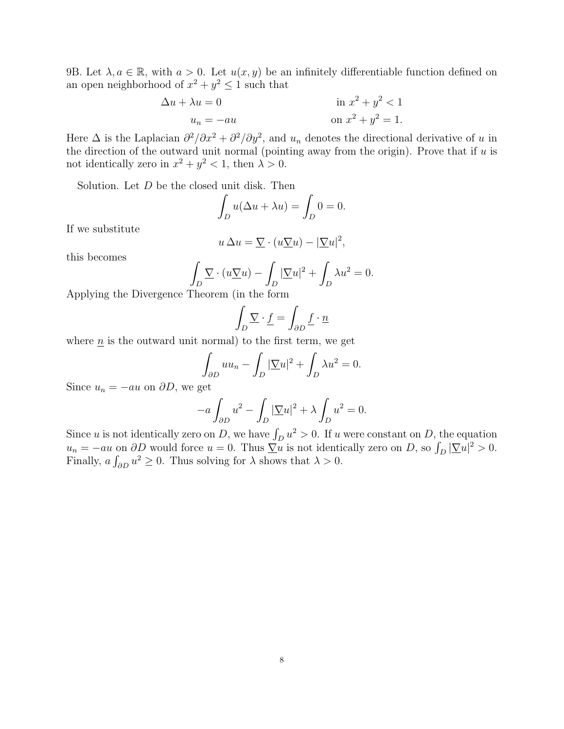9B. Let $\lambda, a \in \mathbb{R}$, with $a > 0$. Let $u(x, y)$ be an infinitely differentiable function defined on an open neighborhood of $x^2 + y^2 \leq 1$ such that

$$\Delta u + \lambda u = 0 \qquad \text{in } x^2 + y^2 < 1$$

$$u_n = -au \qquad \text{on } x^2 + y^2 = 1.$$

Here $\Delta$ is the Laplacian $\partial^2/\partial x^2 + \partial^2/\partial y^2$, and $u_n$ denotes the directional derivative of $u$ in the direction of the outward unit normal (pointing away from the origin). Prove that if $u$ is not identically zero in $x^2 + y^2 < 1$, then $\lambda > 0$.

Solution. Let $D$ be the closed unit disk. Then

$$\int_D u(\Delta u + \lambda u) = \int_D 0 = 0.$$

If we substitute

$$u\,\Delta u = \underline{\nabla} \cdot (u \underline{\nabla} u) - |\underline{\nabla} u|^2,$$

this becomes

$$\int_D \underline{\nabla} \cdot (u \underline{\nabla} u) - \int_D |\underline{\nabla} u|^2 + \int_D \lambda u^2 = 0.$$

Applying the Divergence Theorem (in the form

$$\int_D \underline{\nabla} \cdot \underline{f} = \int_{\partial D} \underline{f} \cdot \underline{n}$$

where $\underline{n}$ is the outward unit normal) to the first term, we get

$$\int_{\partial D} u u_n - \int_D |\underline{\nabla} u|^2 + \int_D \lambda u^2 = 0.$$

Since $u_n = -au$ on $\partial D$, we get

$$-a \int_{\partial D} u^2 - \int_D |\underline{\nabla} u|^2 + \lambda \int_D u^2 = 0.$$

Since $u$ is not identically zero on $D$, we have $\int_D u^2 > 0$. If $u$ were constant on $D$, the equation $u_n = -au$ on $\partial D$ would force $u = 0$. Thus $\underline{\nabla} u$ is not identically zero on $D$, so $\int_D |\underline{\nabla} u|^2 > 0$. Finally, $a \int_{\partial D} u^2 \geq 0$. Thus solving for $\lambda$ shows that $\lambda > 0$.